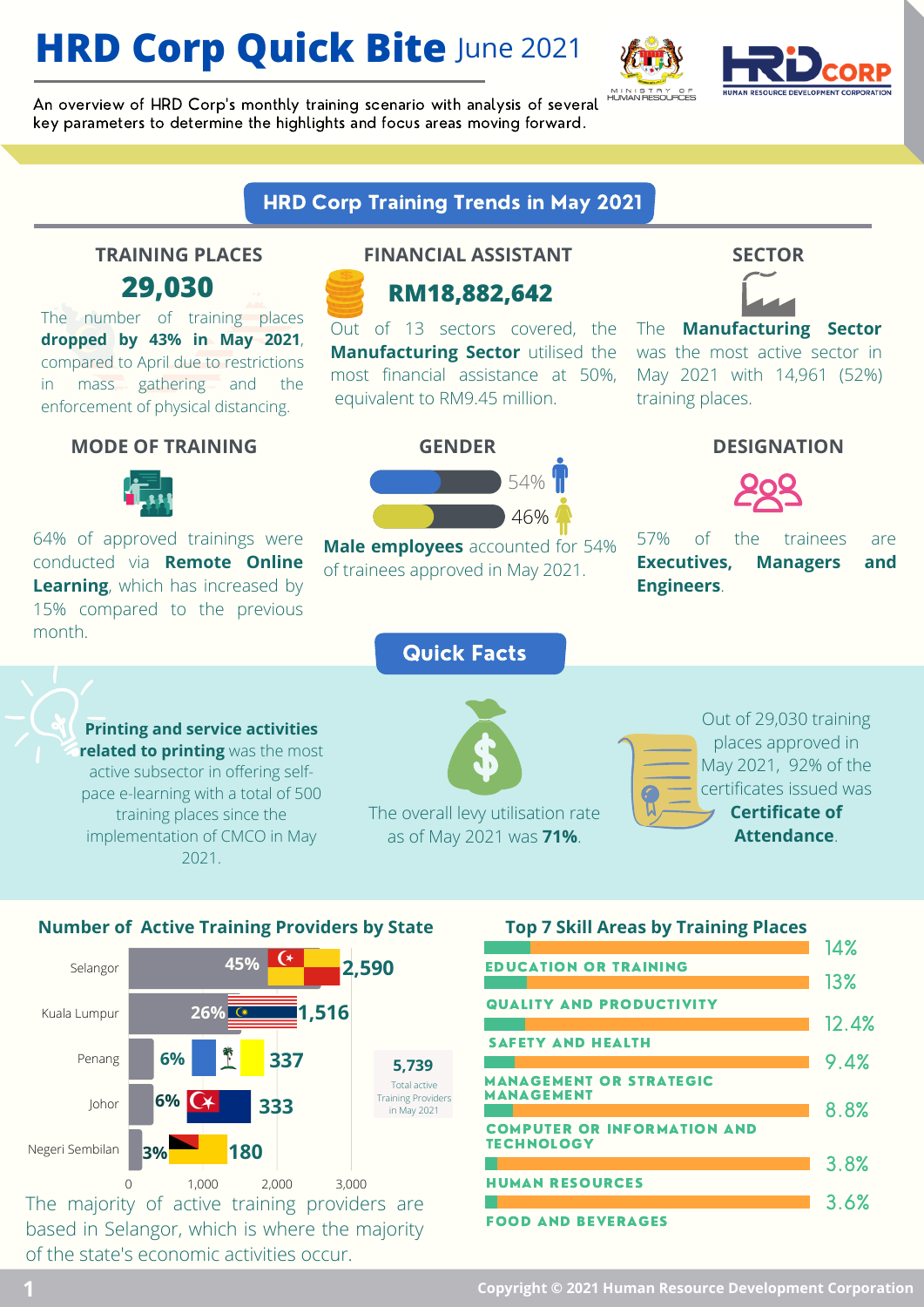# HRD Corp Quick Bite June 2021

An overview of HRD Corp's monthly training scenario with analysis of several key parameters to determine the highlights and focus areas moving forward.

MINISTRY OF HUMAN RESOURCES

HRD CORP HUMAN RESOURCE DEVELOPMENT CORPORATION

## HRD Corp Training Trends in May 2021

### TRAINING PLACES

**29,030**

The number of training places **dropped by 43% in May 2021**, compared to April due to restrictions in mass gathering and the enforcement of physical distancing.

### FINANCIAL ASSISTANT

**RM18,882,642**

Out of 13 sectors covered, the **Manufacturing Sector** utilised the most financial assistance at 50%, equivalent to RM9.45 million.

### SECTOR

The **Manufacturing Sector** was the most active sector in May 2021 with 14,961 (52%) training places.

### MODE OF TRAINING

64% of approved trainings were conducted via **Remote Online Learning**, which has increased by 15% compared to the previous month.

### GENDER

54%

46%

**Male employees** accounted for 54% of trainees approved in May 2021.

### DESIGNATION

57% of the trainees are **Executives, Managers and Engineers**.

## Quick Facts

**Printing and service activities related to printing** was the most active subsector in offering self-pace e-learning with a total of 500 training places since the implementation of CMCO in May 2021.

The overall levy utilisation rate as of May 2021 was **71%**.

Out of 29,030 training places approved in May 2021, 92% of the certificates issued was **Certificate of Attendance**.

### Number of Active Training Providers by State

| State | Percentage | Number |
|---|---|---|
| Selangor | 45% | 2,590 |
| Kuala Lumpur | 26% | 1,516 |
| Penang | 6% | 337 |
| Johor | 6% | 333 |
| Negeri Sembilan | 3% | 180 |

**5,739** Total active Training Providers in May 2021

The majority of active training providers are based in Selangor, which is where the majority of the state's economic activities occur.

### Top 7 Skill Areas by Training Places

| Skill Area | Percentage |
|---|---|
| EDUCATION OR TRAINING | 14% |
| QUALITY AND PRODUCTIVITY | 13% |
| SAFETY AND HEALTH | 12.4% |
| MANAGEMENT OR STRATEGIC MANAGEMENT | 9.4% |
| COMPUTER OR INFORMATION AND TECHNOLOGY | 8.8% |
| HUMAN RESOURCES | 3.8% |
| FOOD AND BEVERAGES | 3.6% |

Copyright © 2021 Human Resource Development Corporation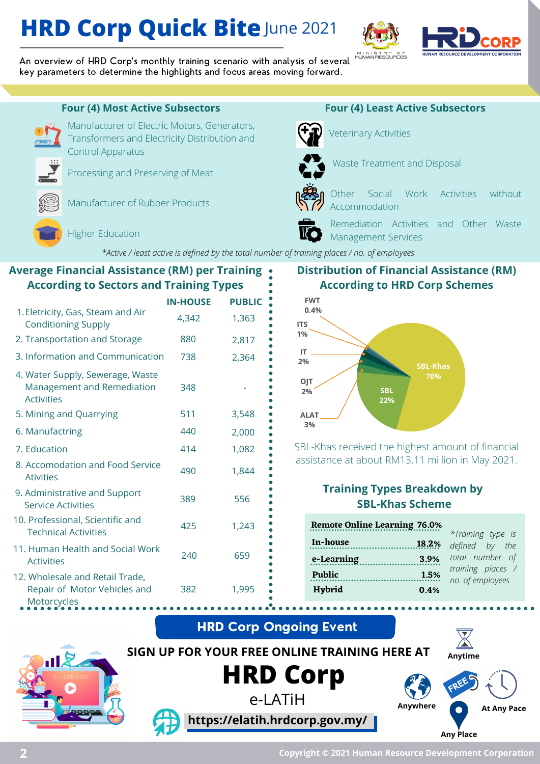# HRD Corp Quick Bite June 2021

An overview of HRD Corp's monthly training scenario with analysis of several key parameters to determine the highlights and focus areas moving forward.

## Four (4) Most Active Subsectors

- Manufacturer of Electric Motors, Generators, Transformers and Electricity Distribution and Control Apparatus
- Processing and Preserving of Meat
- Manufacturer of Rubber Products
- Higher Education

## Four (4) Least Active Subsectors

- Veterinary Activities
- Waste Treatment and Disposal
- Other Social Work Activities without Accommodation
- Remediation Activities and Other Waste Management Services

*\*Active / least active is defined by the total number of training places / no. of employees*

## Average Financial Assistance (RM) per Training According to Sectors and Training Types

| | IN-HOUSE | PUBLIC |
|---|---|---|
| 1. Eletricity, Gas, Steam and Air Conditioning Supply | 4,342 | 1,363 |
| 2. Transportation and Storage | 880 | 2,817 |
| 3. Information and Communication | 738 | 2,364 |
| 4. Water Supply, Sewerage, Waste Management and Remediation Activities | 348 | - |
| 5. Mining and Quarrying | 511 | 3,548 |
| 6. Manufactring | 440 | 2,000 |
| 7. Education | 414 | 1,082 |
| 8. Accomodation and Food Service Ativities | 490 | 1,844 |
| 9. Administrative and Support Service Activities | 389 | 556 |
| 10. Professional, Scientific and Technical Activities | 425 | 1,243 |
| 11. Human Health and Social Work Activities | 240 | 659 |
| 12. Wholesale and Retail Trade, Repair of Motor Vehicles and Motorcycles | 382 | 1,995 |

## Distribution of Financial Assistance (RM) According to HRD Corp Schemes

FWT 0.4%
ITS 1%
IT 2%
OJT 2%
ALAT 3%
SBL 22%
SBL-Khas 70%

SBL-Khas received the highest amount of financial assistance at about RM13.11 million in May 2021.

## Training Types Breakdown by SBL-Khas Scheme

| | |
|---|---|
| Remote Online Learning | 76.0% |
| In-house | 18.2% |
| e-Learning | 3.9% |
| Public | 1.5% |
| Hybrid | 0.4% |

*\*Training type is defined by the total number of training places / no. of employees*

## HRD Corp Ongoing Event

**SIGN UP FOR YOUR FREE ONLINE TRAINING HERE AT**

# HRD Corp

e-LATiH

https://elatih.hrdcorp.gov.my/

Anytime
Anywhere
FREE
At Any Pace
Any Place

Copyright © 2021 Human Resource Development Corporation